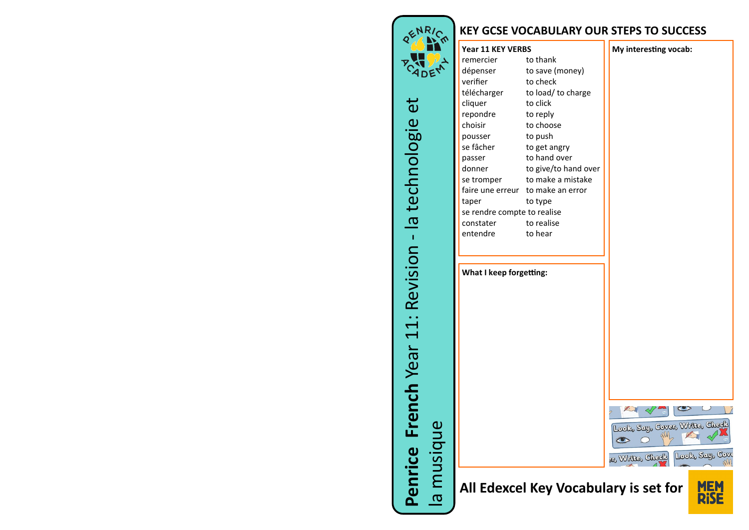# Penrice French Year 11: Revision - la technologie et la musique

## KEY GCSE VOCABULARY OUR STEPS TO SUCCESS

**Year 11 KEY VERBS**

| | |
|---|---|
| remercier | to thank |
| dépenser | to save (money) |
| verifier | to check |
| télécharger | to load/ to charge |
| cliquer | to click |
| repondre | to reply |
| choisir | to choose |
| pousser | to push |
| se fâcher | to get angry |
| passer | to hand over |
| donner | to give/to hand over |
| se tromper | to make a mistake |
| faire une erreur | to make an error |
| taper | to type |
| se rendre compte | to realise |
| constater | to realise |
| entendre | to hear |

**What I keep forgetting:**

**My interesting vocab:**

Look, Say, Cover, Write, Check

**All Edexcel Key Vocabulary is set for** MEMRISE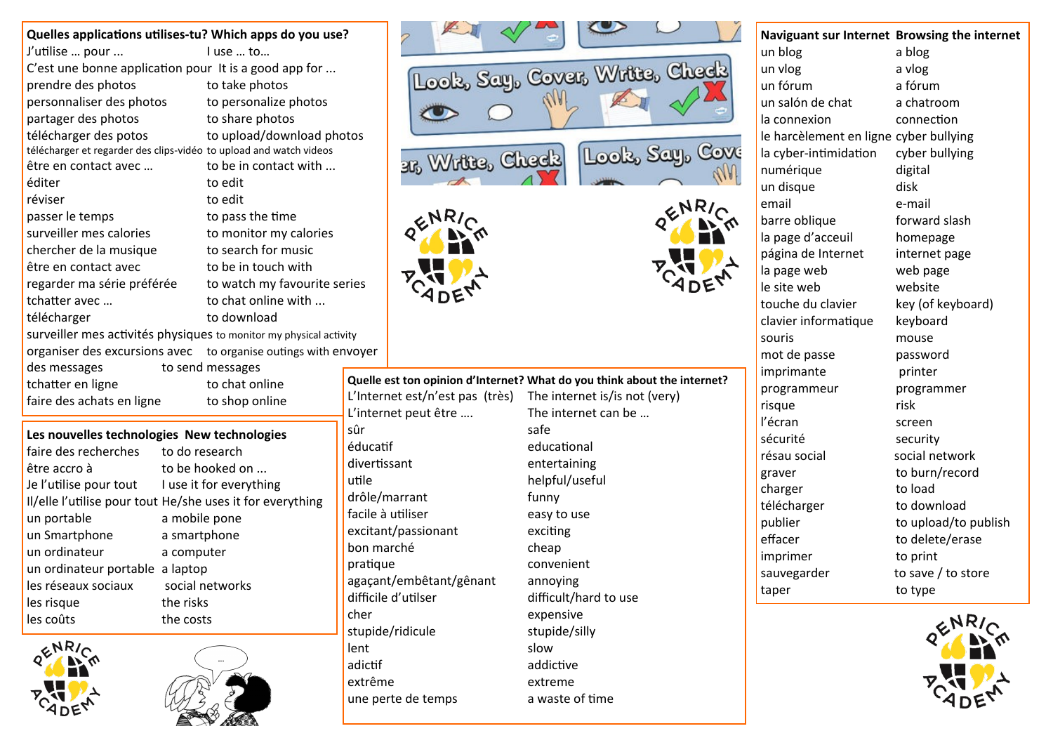## Quelles applications utilises-tu? Which apps do you use?

| | |
|---|---|
| J'utilise … pour … | I use … to… |
| C'est une bonne application pour | It is a good app for … |
| prendre des photos | to take photos |
| personnaliser des photos | to personalize photos |
| partager des photos | to share photos |
| télécharger des potos | to upload/download photos |
| télécharger et regarder des clips-vidéo | to upload and watch videos |
| être en contact avec … | to be in contact with … |
| éditer | to edit |
| réviser | to edit |
| passer le temps | to pass the time |
| surveiller mes calories | to monitor my calories |
| chercher de la musique | to search for music |
| être en contact avec | to be in touch with |
| regarder ma série préférée | to watch my favourite series |
| tchatter avec … | to chat online with … |
| télécharger | to download |
| surveiller mes activités physiques | to monitor my physical activity |
| organiser des excursions avec | to organise outings with envoyer |
| des messages | to send messages |
| tchatter en ligne | to chat online |
| faire des achats en ligne | to shop online |

## Les nouvelles technologies New technologies

| | |
|---|---|
| faire des recherches | to do research |
| être accro à | to be hooked on … |
| Je l'utilise pour tout | I use it for everything |
| Il/elle l'utilise pour tout | He/she uses it for everything |
| un portable | a mobile pone |
| un Smartphone | a smartphone |
| un ordinateur | a computer |
| un ordinateur portable | a laptop |
| les réseaux sociaux | social networks |
| les risque | the risks |
| les coûts | the costs |

Look, Say, Cover, Write, Check

## Quelle est ton opinion d'Internet? What do you think about the internet?

| | |
|---|---|
| L'Internet est/n'est pas (très) | The internet is/is not (very) |
| L'internet peut être …. | The internet can be … |
| sûr | safe |
| éducatif | educational |
| divertissant | entertaining |
| utile | helpful/useful |
| drôle/marrant | funny |
| facile à utiliser | easy to use |
| excitant/passionant | exciting |
| bon marché | cheap |
| pratique | convenient |
| agaçant/embêtant/gênant | annoying |
| difficile d'utilser | difficult/hard to use |
| cher | expensive |
| stupide/ridicule | stupid/silly |
| lent | slow |
| adictif | addictive |
| extrême | extreme |
| une perte de temps | a waste of time |

## Naviguant sur Internet Browsing the internet

| | |
|---|---|
| un blog | a blog |
| un vlog | a vlog |
| un fórum | a fórum |
| un salón de chat | a chatroom |
| la connexion | connection |
| le harcèlement en ligne | cyber bullying |
| la cyber-intimidation | cyber bullying |
| numérique | digital |
| un disque | disk |
| email | e-mail |
| barre oblique | forward slash |
| la page d'acceuil | homepage |
| página de Internet | internet page |
| la page web | web page |
| le site web | website |
| touche du clavier | key (of keyboard) |
| clavier informatique | keyboard |
| souris | mouse |
| mot de passe | password |
| imprimante | printer |
| programmeur | programmer |
| risque | risk |
| l'écran | screen |
| sécurité | security |
| résau social | social network |
| graver | to burn/record |
| charger | to load |
| télécharger | to download |
| publier | to upload/to publish |
| effacer | to delete/erase |
| imprimer | to print |
| sauvegarder | to save / to store |
| taper | to type |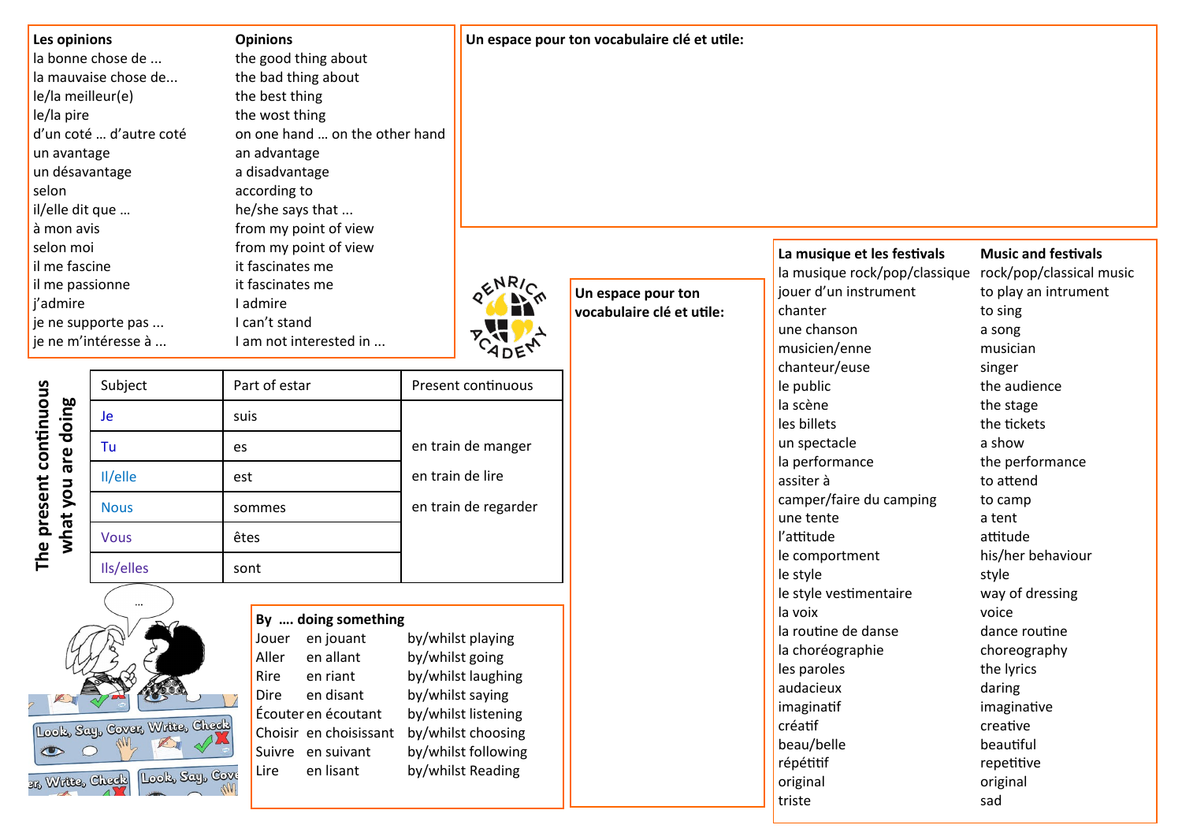| Les opinions | Opinions |
| --- | --- |
| la bonne chose de ... | the good thing about |
| la mauvaise chose de... | the bad thing about |
| le/la meilleur(e) | the best thing |
| le/la pire | the wost thing |
| d'un coté … d'autre coté | on one hand … on the other hand |
| un avantage | an advantage |
| un désavantage | a disadvantage |
| selon | according to |
| il/elle dit que … | he/she says that ... |
| à mon avis | from my point of view |
| selon moi | from my point of view |
| il me fascine | it fascinates me |
| il me passionne | it fascinates me |
| j'admire | I admire |
| je ne supporte pas ... | I can't stand |
| je ne m'intéresse à ... | I am not interested in ... |

**Un espace pour ton vocabulaire clé et utile:**

## The present continuous – what you are doing

| Subject | Part of estar | Present continuous |
| --- | --- | --- |
| Je | suis | |
| Tu | es | en train de manger |
| Il/elle | est | en train de lire |
| Nous | sommes | en train de regarder |
| Vous | êtes | |
| Ils/elles | sont | |

Look, Say, Cover, Write, Check

**By .... doing something**

| | | |
| --- | --- | --- |
| Jouer | en jouant | by/whilst playing |
| Aller | en allant | by/whilst going |
| Rire | en riant | by/whilst laughing |
| Dire | en disant | by/whilst saying |
| Écouter | en écoutant | by/whilst listening |
| Choisir | en choisissant | by/whilst choosing |
| Suivre | en suivant | by/whilst following |
| Lire | en lisant | by/whilst Reading |

**Un espace pour ton vocabulaire clé et utile:**

| La musique et les festivals | Music and festivals |
| --- | --- |
| la musique rock/pop/classique | rock/pop/classical music |
| jouer d'un instrument | to play an intrument |
| chanter | to sing |
| une chanson | a song |
| musicien/enne | musician |
| chanteur/euse | singer |
| le public | the audience |
| la scène | the stage |
| les billets | the tickets |
| un spectacle | a show |
| la performance | the performance |
| assiter à | to attend |
| camper/faire du camping | to camp |
| une tente | a tent |
| l'attitude | attitude |
| le comportment | his/her behaviour |
| le style | style |
| le style vestimentaire | way of dressing |
| la voix | voice |
| la routine de danse | dance routine |
| la chorégraphie | choreography |
| les paroles | the lyrics |
| audacieux | daring |
| imaginatif | imaginative |
| créatif | creative |
| beau/belle | beautiful |
| répétitif | repetitive |
| original | original |
| triste | sad |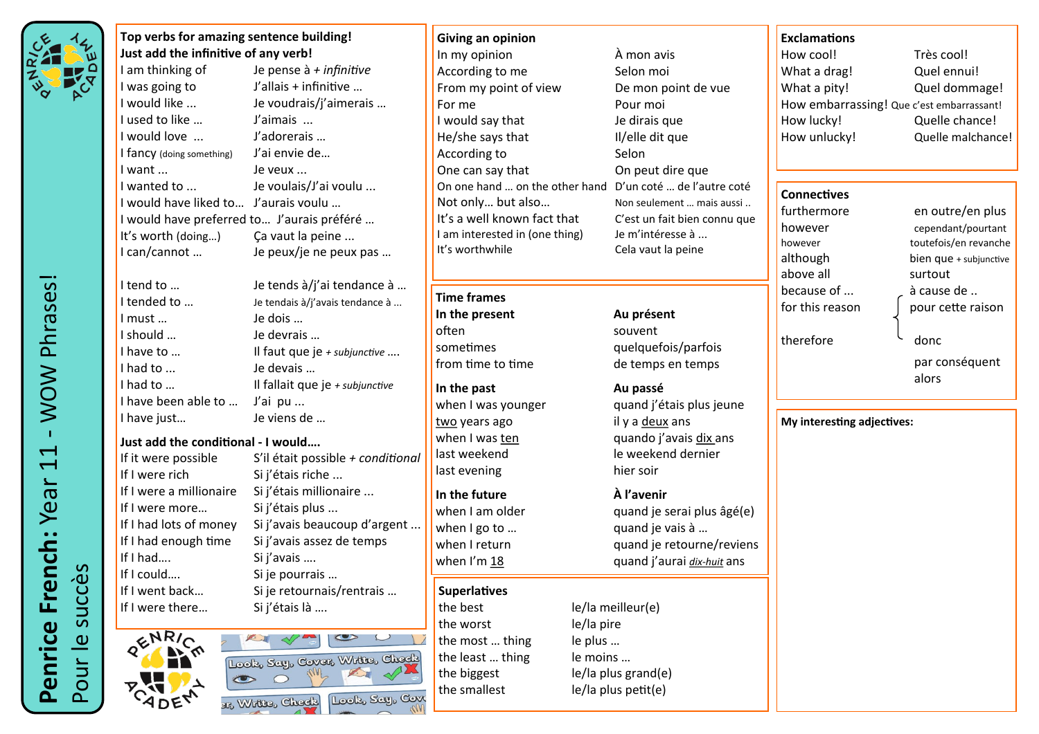# Penrice French: Year 11 - WOW Phrases!

Pour le succès

## Top verbs for amazing sentence building! Just add the infinitive of any verb!

| | |
|---|---|
| I am thinking of | Je pense à *+ infinitive* |
| I was going to | J'allais + infinitive … |
| I would like … | Je voudrais/j'aimerais … |
| I used to like … | J'aimais … |
| I would love … | J'adorerais … |
| I fancy (doing something) | J'ai envie de… |
| I want … | Je veux … |
| I wanted to … | Je voulais/J'ai voulu … |
| I would have liked to… | J'aurais voulu … |
| I would have preferred to… | J'aurais préféré … |
| It's worth (doing…) | Ça vaut la peine … |
| I can/cannot … | Je peux/je ne peux pas … |
| I tend to … | Je tends à/j'ai tendance à … |
| I tended to … | Je tendais à/j'avais tendance à … |
| I must … | Je dois … |
| I should … | Je devrais … |
| I have to … | Il faut que je *+ subjunctive* …. |
| I had to … | Je devais … |
| I had to … | Il fallait que je *+ subjunctive* |
| I have been able to … | J'ai pu … |
| I have just… | Je viens de … |

## Just add the conditional - I would….

| | |
|---|---|
| If it were possible | S'il était possible *+ conditional* |
| If I were rich | Si j'étais riche … |
| If I were a millionaire | Si j'étais millionaire … |
| If I were more… | Si j'étais plus … |
| If I had lots of money | Si j'avais beaucoup d'argent … |
| If I had enough time | Si j'avais assez de temps |
| If I had…. | Si j'avais …. |
| If I could…. | Si je pourrais … |
| If I went back… | Si je retournais/rentrais … |
| If I were there… | Si j'étais là …. |

## Giving an opinion

| | |
|---|---|
| In my opinion | À mon avis |
| According to me | Selon moi |
| From my point of view | De mon point de vue |
| For me | Pour moi |
| I would say that | Je dirais que |
| He/she says that | Il/elle dit que |
| According to | Selon |
| One can say that | On peut dire que |
| On one hand … on the other hand | D'un coté … de l'autre coté |
| Not only… but also… | Non seulement … mais aussi .. |
| It's a well known fact that | C'est un fait bien connu que |
| I am interested in (one thing) | Je m'intéresse à … |
| It's worthwhile | Cela vaut la peine |

## Time frames

| In the present | Au présent |
|---|---|
| often | souvent |
| sometimes | quelquefois/parfois |
| from time to time | de temps en temps |
| **In the past** | **Au passé** |
| when I was younger | quand j'étais plus jeune |
| two years ago | il y a deux ans |
| when I was ten | quando j'avais dix ans |
| last weekend | le weekend dernier |
| last evening | hier soir |
| **In the future** | **À l'avenir** |
| when I am older | quand je serai plus âgé(e) |
| when I go to … | quand je vais à … |
| when I return | quand je retourne/reviens |
| when I'm 18 | quand j'aurai *dix-huit* ans |

## Superlatives

| | |
|---|---|
| the best | le/la meilleur(e) |
| the worst | le/la pire |
| the most … thing | le plus … |
| the least … thing | le moins … |
| the biggest | le/la plus grand(e) |
| the smallest | le/la plus petit(e) |

## Exclamations

| | |
|---|---|
| How cool! | Très cool! |
| What a drag! | Quel ennui! |
| What a pity! | Quel dommage! |
| How embarrassing! | Que c'est embarrassant! |
| How lucky! | Quelle chance! |
| How unlucky! | Quelle malchance! |

## Connectives

| | |
|---|---|
| furthermore | en outre/en plus |
| however | cependant/pourtant |
| however | toutefois/en revanche |
| although | bien que + subjunctive |
| above all | surtout |
| because of … | à cause de .. |
| for this reason | pour cette raison |
| therefore | donc |
| | par conséquent |
| | alors |

## My interesting adjectives:

Look, Say, Cover, Write, Check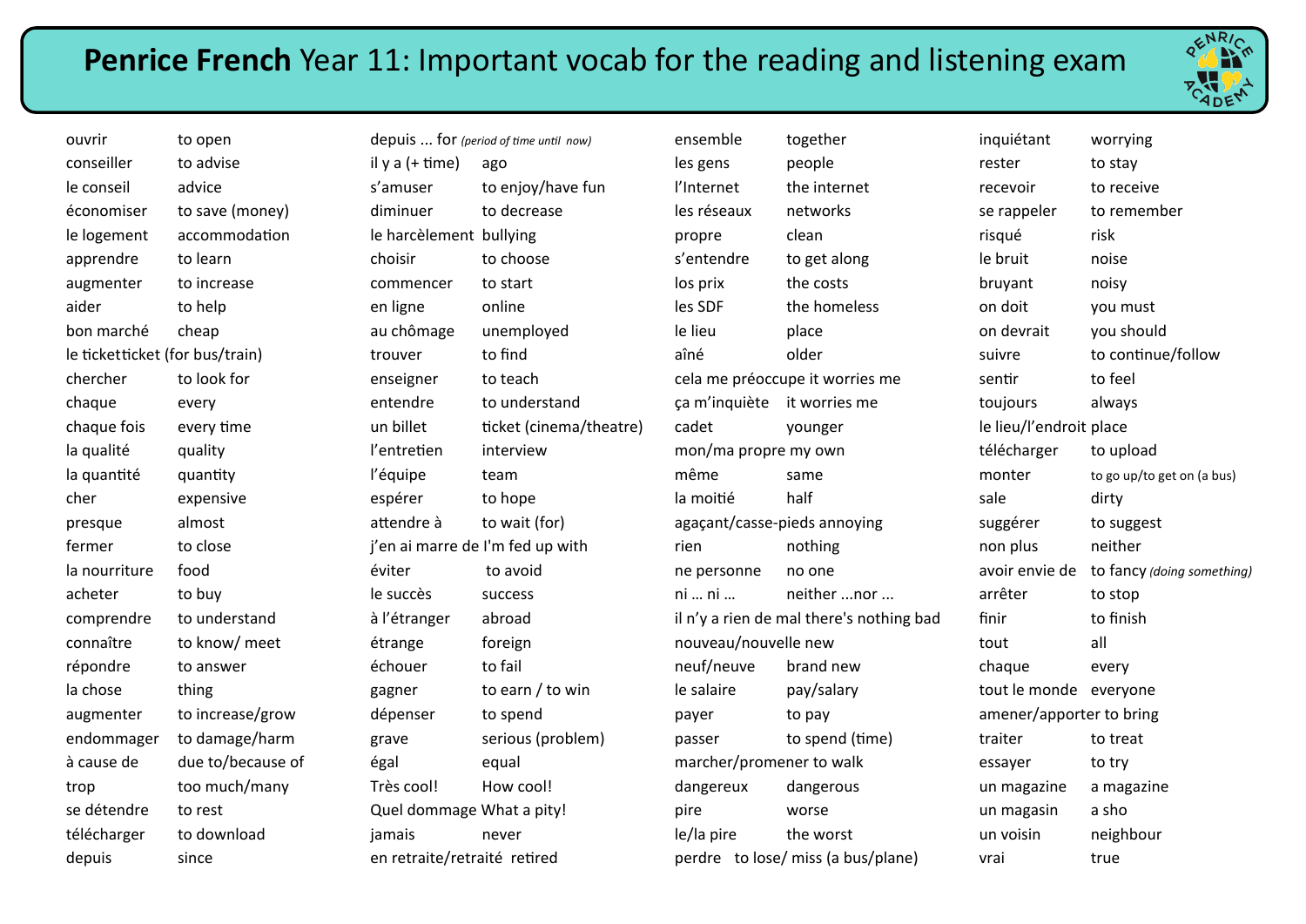# **Penrice French** Year 11: Important vocab for the reading and listening exam

| | |
|---|---|
| ouvrir | to open |
| conseiller | to advise |
| le conseil | advice |
| économiser | to save (money) |
| le logement | accommodation |
| apprendre | to learn |
| augmenter | to increase |
| aider | to help |
| bon marché | cheap |
| le ticket | ticket (for bus/train) |
| chercher | to look for |
| chaque | every |
| chaque fois | every time |
| la qualité | quality |
| la quantité | quantity |
| cher | expensive |
| presque | almost |
| fermer | to close |
| la nourriture | food |
| acheter | to buy |
| comprendre | to understand |
| connaître | to know/ meet |
| répondre | to answer |
| la chose | thing |
| augmenter | to increase/grow |
| endommager | to damage/harm |
| à cause de | due to/because of |
| trop | too much/many |
| se détendre | to rest |
| télécharger | to download |
| depuis | since |
| depuis ... for | *(period of time until now)* |
| il y a (+ time) | ago |
| s'amuser | to enjoy/have fun |
| diminuer | to decrease |
| le harcèlement | bullying |
| choisir | to choose |
| commencer | to start |
| en ligne | online |
| au chômage | unemployed |
| trouver | to find |
| enseigner | to teach |
| entendre | to understand |
| un billet | ticket (cinema/theatre) |
| l'entretien | interview |
| l'équipe | team |
| espérer | to hope |
| attendre à | to wait (for) |
| j'en ai marre de | I'm fed up with |
| éviter | to avoid |
| le succès | success |
| à l'étranger | abroad |
| étrange | foreign |
| échouer | to fail |
| gagner | to earn / to win |
| dépenser | to spend |
| grave | serious (problem) |
| égal | equal |
| Très cool! | How cool! |
| Quel dommage | What a pity! |
| jamais | never |
| en retraite/retraité | retired |
| ensemble | together |
| les gens | people |
| l'Internet | the internet |
| les réseaux | networks |
| propre | clean |
| s'entendre | to get along |
| los prix | the costs |
| les SDF | the homeless |
| le lieu | place |
| aîné | older |
| cela me préoccupe | it worries me |
| ça m'inquiète | it worries me |
| cadet | younger |
| mon/ma propre | my own |
| même | same |
| la moitié | half |
| agaçant/casse-pieds | annoying |
| rien | nothing |
| ne personne | no one |
| ni ... ni ... | neither ...nor ... |
| il n'y a rien de mal | there's nothing bad |
| nouveau/nouvelle | new |
| neuf/neuve | brand new |
| le salaire | pay/salary |
| payer | to pay |
| passer | to spend (time) |
| marcher/promener | to walk |
| dangereux | dangerous |
| pire | worse |
| le/la pire | the worst |
| perdre | to lose/ miss (a bus/plane) |
| inquiétant | worrying |
| rester | to stay |
| recevoir | to receive |
| se rappeler | to remember |
| risqué | risk |
| le bruit | noise |
| bruyant | noisy |
| on doit | you must |
| on devrait | you should |
| suivre | to continue/follow |
| sentir | to feel |
| toujours | always |
| le lieu/l'endroit | place |
| télécharger | to upload |
| monter | to go up/to get on (a bus) |
| sale | dirty |
| suggérer | to suggest |
| non plus | neither |
| avoir envie de | to fancy *(doing something)* |
| arrêter | to stop |
| finir | to finish |
| tout | all |
| chaque | every |
| tout le monde | everyone |
| amener/apporter | to bring |
| traiter | to treat |
| essayer | to try |
| un magazine | a magazine |
| un magasin | a sho |
| un voisin | neighbour |
| vrai | true |